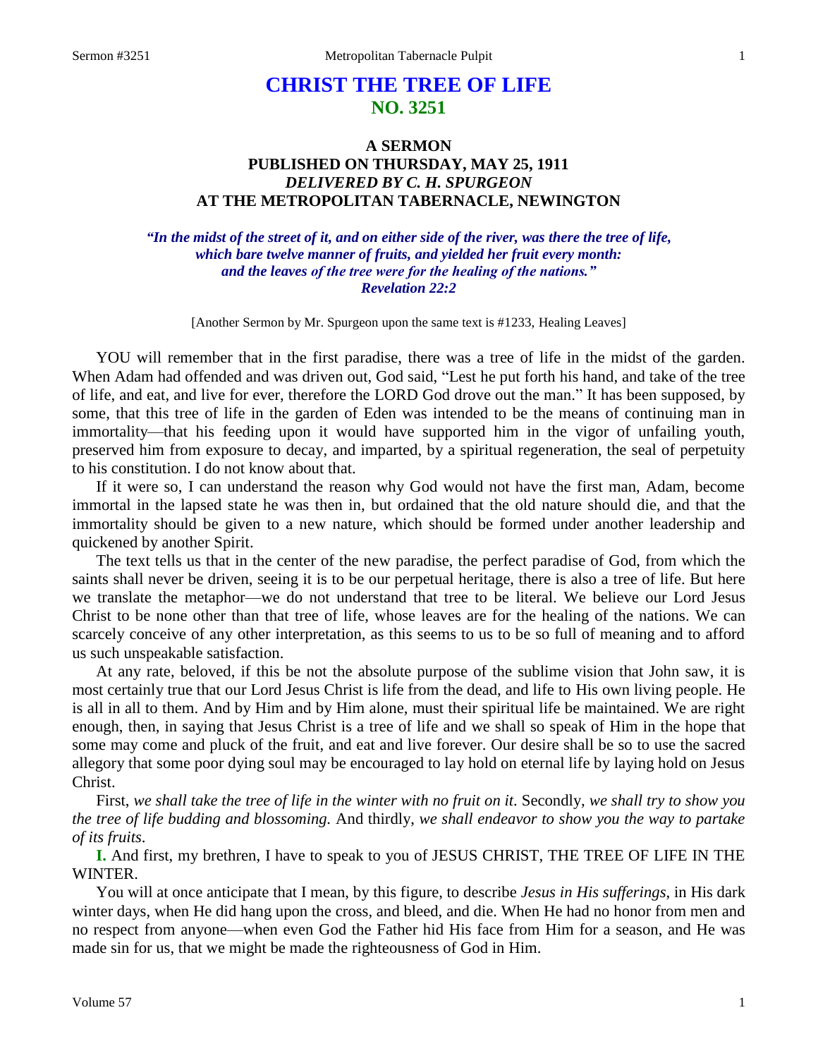# CHRIST THE TREE OF LIFE
## NO. 3251

### A SERMON
### PUBLISHED ON THURSDAY, MAY 25, 1911
### *DELIVERED BY C. H. SPURGEON*
### AT THE METROPOLITAN TABERNACLE, NEWINGTON

***"In the midst of the street of it, and on either side of the river, was there the tree of life, which bare twelve manner of fruits, and yielded her fruit every month: and the leaves of the tree were for the healing of the nations." Revelation 22:2***

[Another Sermon by Mr. Spurgeon upon the same text is #1233, Healing Leaves]

YOU will remember that in the first paradise, there was a tree of life in the midst of the garden. When Adam had offended and was driven out, God said, "Lest he put forth his hand, and take of the tree of life, and eat, and live for ever, therefore the LORD God drove out the man." It has been supposed, by some, that this tree of life in the garden of Eden was intended to be the means of continuing man in immortality—that his feeding upon it would have supported him in the vigor of unfailing youth, preserved him from exposure to decay, and imparted, by a spiritual regeneration, the seal of perpetuity to his constitution. I do not know about that.

If it were so, I can understand the reason why God would not have the first man, Adam, become immortal in the lapsed state he was then in, but ordained that the old nature should die, and that the immortality should be given to a new nature, which should be formed under another leadership and quickened by another Spirit.

The text tells us that in the center of the new paradise, the perfect paradise of God, from which the saints shall never be driven, seeing it is to be our perpetual heritage, there is also a tree of life. But here we translate the metaphor—we do not understand that tree to be literal. We believe our Lord Jesus Christ to be none other than that tree of life, whose leaves are for the healing of the nations. We can scarcely conceive of any other interpretation, as this seems to us to be so full of meaning and to afford us such unspeakable satisfaction.

At any rate, beloved, if this be not the absolute purpose of the sublime vision that John saw, it is most certainly true that our Lord Jesus Christ is life from the dead, and life to His own living people. He is all in all to them. And by Him and by Him alone, must their spiritual life be maintained. We are right enough, then, in saying that Jesus Christ is a tree of life and we shall so speak of Him in the hope that some may come and pluck of the fruit, and eat and live forever. Our desire shall be so to use the sacred allegory that some poor dying soul may be encouraged to lay hold on eternal life by laying hold on Jesus Christ.

First, *we shall take the tree of life in the winter with no fruit on it*. Secondly, *we shall try to show you the tree of life budding and blossoming.* And thirdly, *we shall endeavor to show you the way to partake of its fruits*.

**I.** And first, my brethren, I have to speak to you of JESUS CHRIST, THE TREE OF LIFE IN THE WINTER.

You will at once anticipate that I mean, by this figure, to describe *Jesus in His sufferings*, in His dark winter days, when He did hang upon the cross, and bleed, and die. When He had no honor from men and no respect from anyone—when even God the Father hid His face from Him for a season, and He was made sin for us, that we might be made the righteousness of God in Him.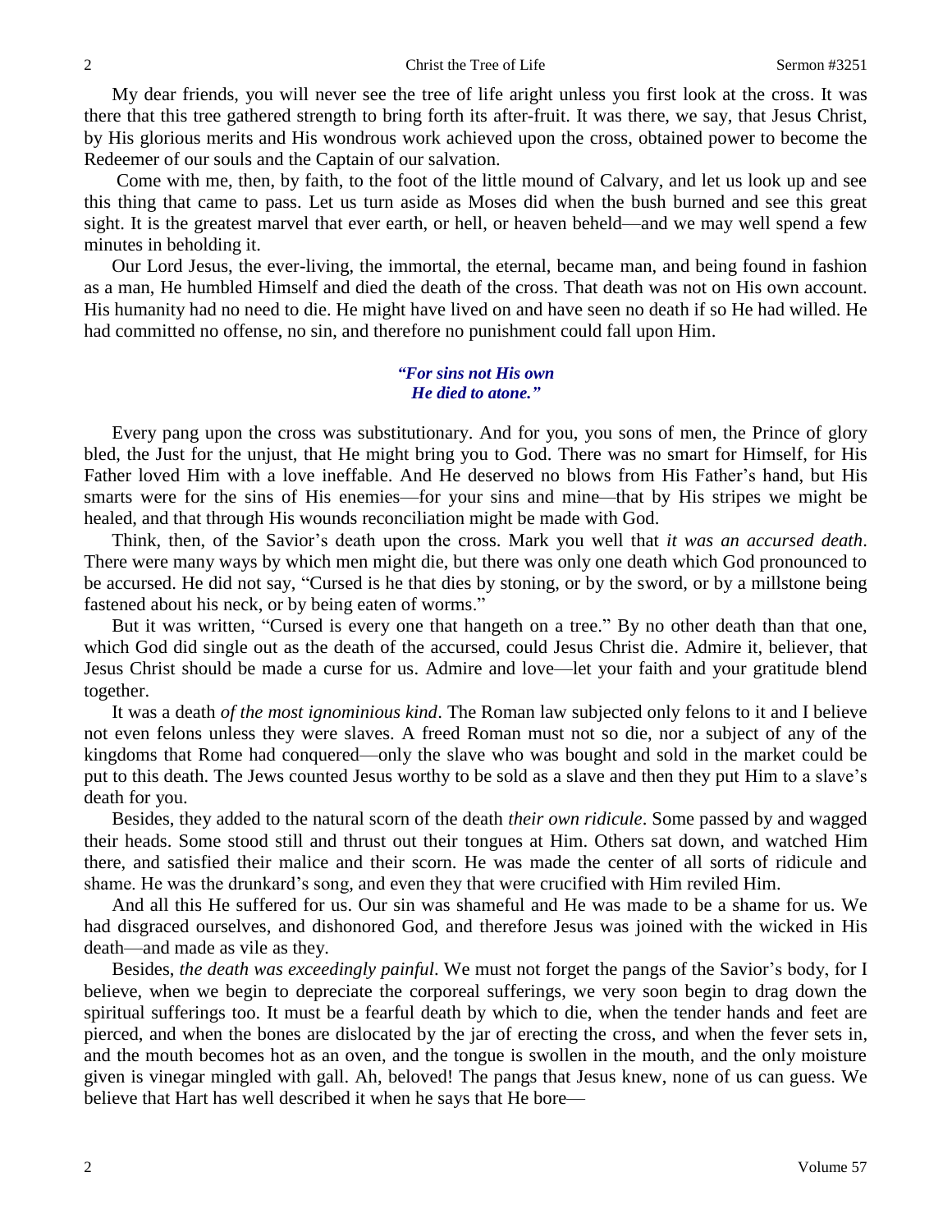My dear friends, you will never see the tree of life aright unless you first look at the cross. It was there that this tree gathered strength to bring forth its after-fruit. It was there, we say, that Jesus Christ, by His glorious merits and His wondrous work achieved upon the cross, obtained power to become the Redeemer of our souls and the Captain of our salvation.

Come with me, then, by faith, to the foot of the little mound of Calvary, and let us look up and see this thing that came to pass. Let us turn aside as Moses did when the bush burned and see this great sight. It is the greatest marvel that ever earth, or hell, or heaven beheld—and we may well spend a few minutes in beholding it.

Our Lord Jesus, the ever-living, the immortal, the eternal, became man, and being found in fashion as a man, He humbled Himself and died the death of the cross. That death was not on His own account. His humanity had no need to die. He might have lived on and have seen no death if so He had willed. He had committed no offense, no sin, and therefore no punishment could fall upon Him.

> ***"For sins not His own***
> ***He died to atone."***

Every pang upon the cross was substitutionary. And for you, you sons of men, the Prince of glory bled, the Just for the unjust, that He might bring you to God. There was no smart for Himself, for His Father loved Him with a love ineffable. And He deserved no blows from His Father's hand, but His smarts were for the sins of His enemies—for your sins and mine—that by His stripes we might be healed, and that through His wounds reconciliation might be made with God.

Think, then, of the Savior's death upon the cross. Mark you well that *it was an accursed death*. There were many ways by which men might die, but there was only one death which God pronounced to be accursed. He did not say, "Cursed is he that dies by stoning, or by the sword, or by a millstone being fastened about his neck, or by being eaten of worms."

But it was written, "Cursed is every one that hangeth on a tree." By no other death than that one, which God did single out as the death of the accursed, could Jesus Christ die. Admire it, believer, that Jesus Christ should be made a curse for us. Admire and love—let your faith and your gratitude blend together.

It was a death *of the most ignominious kind*. The Roman law subjected only felons to it and I believe not even felons unless they were slaves. A freed Roman must not so die, nor a subject of any of the kingdoms that Rome had conquered—only the slave who was bought and sold in the market could be put to this death. The Jews counted Jesus worthy to be sold as a slave and then they put Him to a slave's death for you.

Besides, they added to the natural scorn of the death *their own ridicule*. Some passed by and wagged their heads. Some stood still and thrust out their tongues at Him. Others sat down, and watched Him there, and satisfied their malice and their scorn. He was made the center of all sorts of ridicule and shame. He was the drunkard's song, and even they that were crucified with Him reviled Him.

And all this He suffered for us. Our sin was shameful and He was made to be a shame for us. We had disgraced ourselves, and dishonored God, and therefore Jesus was joined with the wicked in His death—and made as vile as they.

Besides, *the death was exceedingly painful*. We must not forget the pangs of the Savior's body, for I believe, when we begin to depreciate the corporeal sufferings, we very soon begin to drag down the spiritual sufferings too. It must be a fearful death by which to die, when the tender hands and feet are pierced, and when the bones are dislocated by the jar of erecting the cross, and when the fever sets in, and the mouth becomes hot as an oven, and the tongue is swollen in the mouth, and the only moisture given is vinegar mingled with gall. Ah, beloved! The pangs that Jesus knew, none of us can guess. We believe that Hart has well described it when he says that He bore—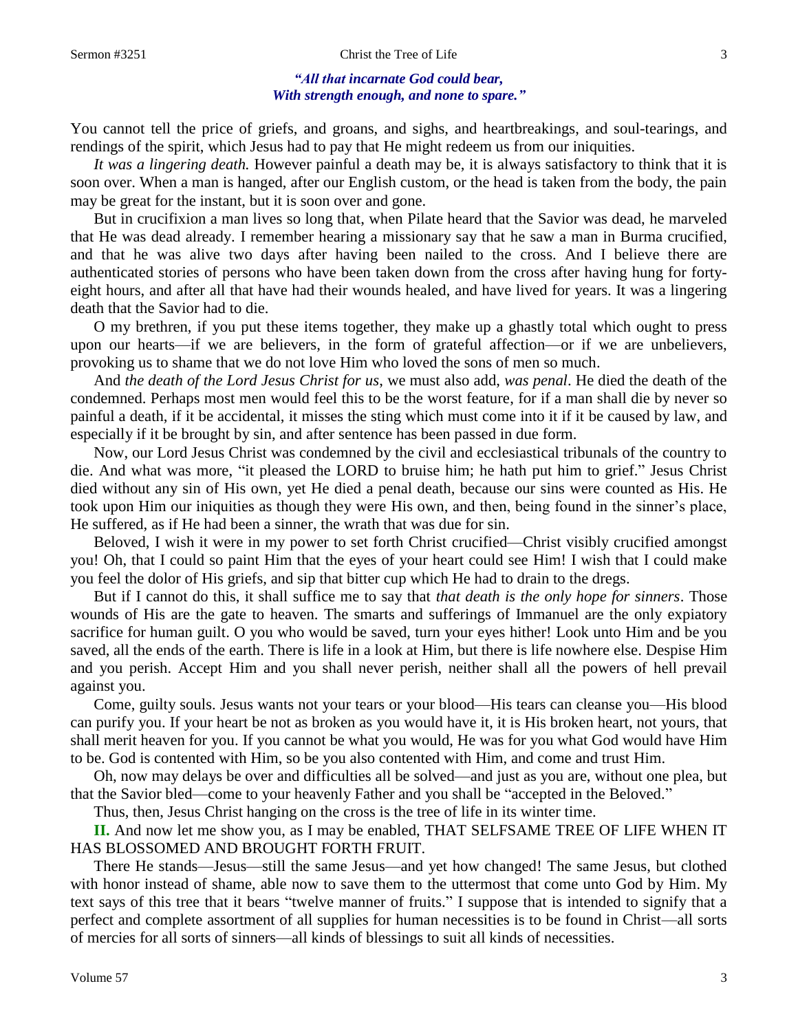*"All that incarnate God could bear,*
*With strength enough, and none to spare."*

You cannot tell the price of griefs, and groans, and sighs, and heartbreakings, and soul-tearings, and rendings of the spirit, which Jesus had to pay that He might redeem us from our iniquities.

*It was a lingering death.* However painful a death may be, it is always satisfactory to think that it is soon over. When a man is hanged, after our English custom, or the head is taken from the body, the pain may be great for the instant, but it is soon over and gone.

But in crucifixion a man lives so long that, when Pilate heard that the Savior was dead, he marveled that He was dead already. I remember hearing a missionary say that he saw a man in Burma crucified, and that he was alive two days after having been nailed to the cross. And I believe there are authenticated stories of persons who have been taken down from the cross after having hung for forty-eight hours, and after all that have had their wounds healed, and have lived for years. It was a lingering death that the Savior had to die.

O my brethren, if you put these items together, they make up a ghastly total which ought to press upon our hearts—if we are believers, in the form of grateful affection—or if we are unbelievers, provoking us to shame that we do not love Him who loved the sons of men so much.

And *the death of the Lord Jesus Christ for us,* we must also add, *was penal*. He died the death of the condemned. Perhaps most men would feel this to be the worst feature, for if a man shall die by never so painful a death, if it be accidental, it misses the sting which must come into it if it be caused by law, and especially if it be brought by sin, and after sentence has been passed in due form.

Now, our Lord Jesus Christ was condemned by the civil and ecclesiastical tribunals of the country to die. And what was more, "it pleased the LORD to bruise him; he hath put him to grief." Jesus Christ died without any sin of His own, yet He died a penal death, because our sins were counted as His. He took upon Him our iniquities as though they were His own, and then, being found in the sinner's place, He suffered, as if He had been a sinner, the wrath that was due for sin.

Beloved, I wish it were in my power to set forth Christ crucified—Christ visibly crucified amongst you! Oh, that I could so paint Him that the eyes of your heart could see Him! I wish that I could make you feel the dolor of His griefs, and sip that bitter cup which He had to drain to the dregs.

But if I cannot do this, it shall suffice me to say that *that death is the only hope for sinners*. Those wounds of His are the gate to heaven. The smarts and sufferings of Immanuel are the only expiatory sacrifice for human guilt. O you who would be saved, turn your eyes hither! Look unto Him and be you saved, all the ends of the earth. There is life in a look at Him, but there is life nowhere else. Despise Him and you perish. Accept Him and you shall never perish, neither shall all the powers of hell prevail against you.

Come, guilty souls. Jesus wants not your tears or your blood—His tears can cleanse you—His blood can purify you. If your heart be not as broken as you would have it, it is His broken heart, not yours, that shall merit heaven for you. If you cannot be what you would, He was for you what God would have Him to be. God is contented with Him, so be you also contented with Him, and come and trust Him.

Oh, now may delays be over and difficulties all be solved—and just as you are, without one plea, but that the Savior bled—come to your heavenly Father and you shall be "accepted in the Beloved."

Thus, then, Jesus Christ hanging on the cross is the tree of life in its winter time.

**II.** And now let me show you, as I may be enabled, THAT SELFSAME TREE OF LIFE WHEN IT HAS BLOSSOMED AND BROUGHT FORTH FRUIT.

There He stands—Jesus—still the same Jesus—and yet how changed! The same Jesus, but clothed with honor instead of shame, able now to save them to the uttermost that come unto God by Him. My text says of this tree that it bears "twelve manner of fruits." I suppose that is intended to signify that a perfect and complete assortment of all supplies for human necessities is to be found in Christ—all sorts of mercies for all sorts of sinners—all kinds of blessings to suit all kinds of necessities.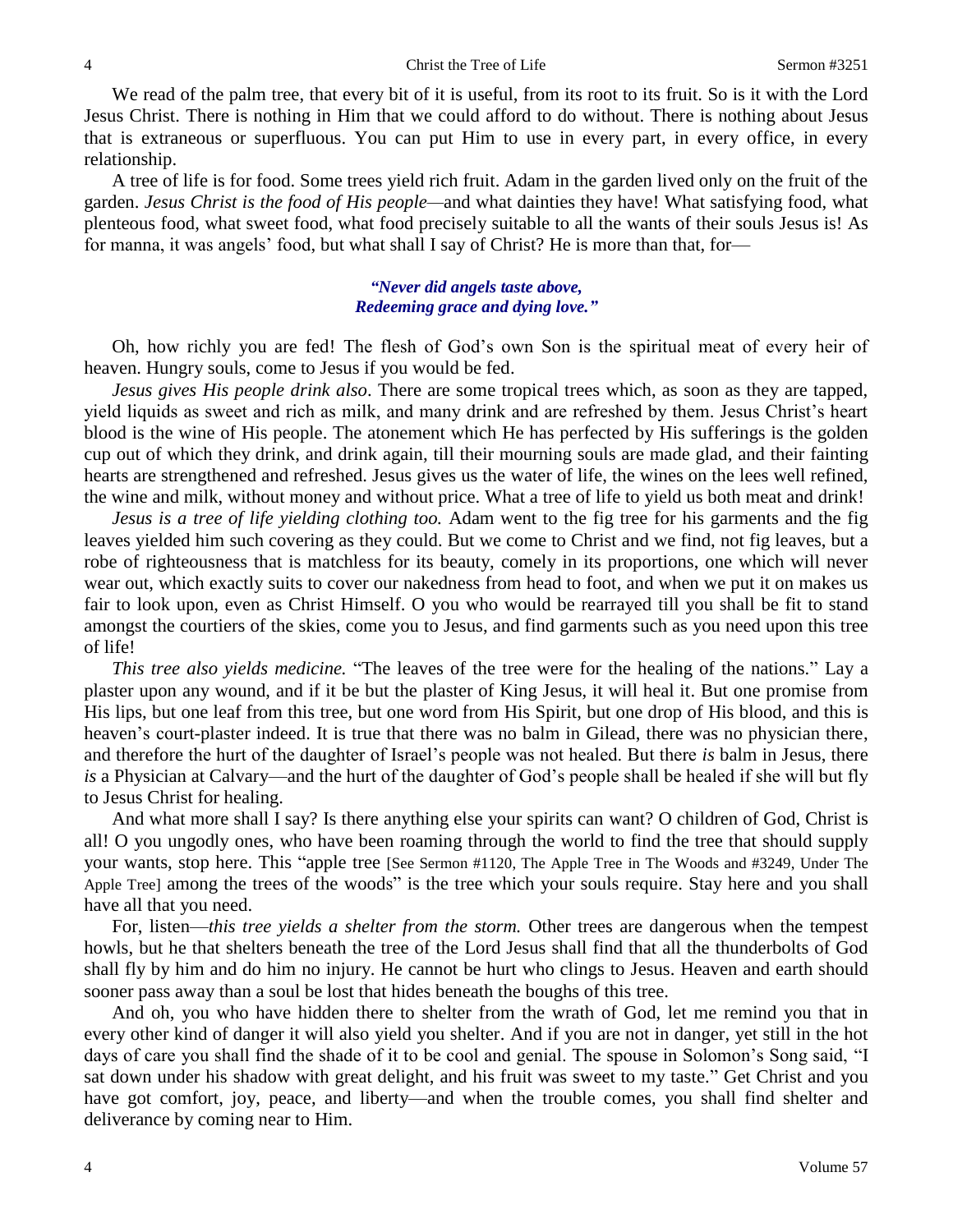We read of the palm tree, that every bit of it is useful, from its root to its fruit. So is it with the Lord Jesus Christ. There is nothing in Him that we could afford to do without. There is nothing about Jesus that is extraneous or superfluous. You can put Him to use in every part, in every office, in every relationship.

A tree of life is for food. Some trees yield rich fruit. Adam in the garden lived only on the fruit of the garden. *Jesus Christ is the food of His people*—and what dainties they have! What satisfying food, what plenteous food, what sweet food, what food precisely suitable to all the wants of their souls Jesus is! As for manna, it was angels' food, but what shall I say of Christ? He is more than that, for—

> ***"Never did angels taste above,***
> ***Redeeming grace and dying love."***

Oh, how richly you are fed! The flesh of God's own Son is the spiritual meat of every heir of heaven. Hungry souls, come to Jesus if you would be fed.

*Jesus gives His people drink also*. There are some tropical trees which, as soon as they are tapped, yield liquids as sweet and rich as milk, and many drink and are refreshed by them. Jesus Christ's heart blood is the wine of His people. The atonement which He has perfected by His sufferings is the golden cup out of which they drink, and drink again, till their mourning souls are made glad, and their fainting hearts are strengthened and refreshed. Jesus gives us the water of life, the wines on the lees well refined, the wine and milk, without money and without price. What a tree of life to yield us both meat and drink!

*Jesus is a tree of life yielding clothing too.* Adam went to the fig tree for his garments and the fig leaves yielded him such covering as they could. But we come to Christ and we find, not fig leaves, but a robe of righteousness that is matchless for its beauty, comely in its proportions, one which will never wear out, which exactly suits to cover our nakedness from head to foot, and when we put it on makes us fair to look upon, even as Christ Himself. O you who would be rearrayed till you shall be fit to stand amongst the courtiers of the skies, come you to Jesus, and find garments such as you need upon this tree of life!

*This tree also yields medicine.* "The leaves of the tree were for the healing of the nations." Lay a plaster upon any wound, and if it be but the plaster of King Jesus, it will heal it. But one promise from His lips, but one leaf from this tree, but one word from His Spirit, but one drop of His blood, and this is heaven's court-plaster indeed. It is true that there was no balm in Gilead, there was no physician there, and therefore the hurt of the daughter of Israel's people was not healed. But there *is* balm in Jesus, there *is* a Physician at Calvary—and the hurt of the daughter of God's people shall be healed if she will but fly to Jesus Christ for healing.

And what more shall I say? Is there anything else your spirits can want? O children of God, Christ is all! O you ungodly ones, who have been roaming through the world to find the tree that should supply your wants, stop here. This "apple tree [See Sermon #1120, The Apple Tree in The Woods and #3249, Under The Apple Tree] among the trees of the woods" is the tree which your souls require. Stay here and you shall have all that you need.

For, listen—*this tree yields a shelter from the storm.* Other trees are dangerous when the tempest howls, but he that shelters beneath the tree of the Lord Jesus shall find that all the thunderbolts of God shall fly by him and do him no injury. He cannot be hurt who clings to Jesus. Heaven and earth should sooner pass away than a soul be lost that hides beneath the boughs of this tree.

And oh, you who have hidden there to shelter from the wrath of God, let me remind you that in every other kind of danger it will also yield you shelter. And if you are not in danger, yet still in the hot days of care you shall find the shade of it to be cool and genial. The spouse in Solomon's Song said, "I sat down under his shadow with great delight, and his fruit was sweet to my taste." Get Christ and you have got comfort, joy, peace, and liberty—and when the trouble comes, you shall find shelter and deliverance by coming near to Him.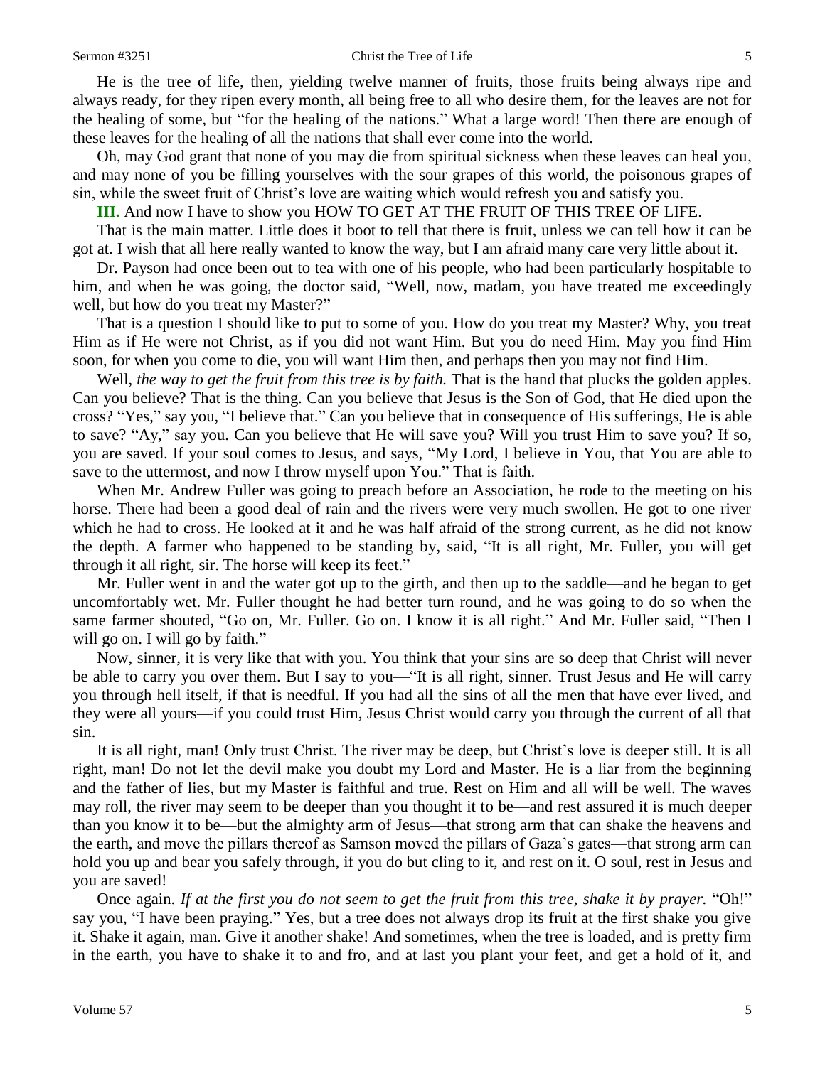He is the tree of life, then, yielding twelve manner of fruits, those fruits being always ripe and always ready, for they ripen every month, all being free to all who desire them, for the leaves are not for the healing of some, but "for the healing of the nations." What a large word! Then there are enough of these leaves for the healing of all the nations that shall ever come into the world.

Oh, may God grant that none of you may die from spiritual sickness when these leaves can heal you, and may none of you be filling yourselves with the sour grapes of this world, the poisonous grapes of sin, while the sweet fruit of Christ's love are waiting which would refresh you and satisfy you.

**III.** And now I have to show you HOW TO GET AT THE FRUIT OF THIS TREE OF LIFE.

That is the main matter. Little does it boot to tell that there is fruit, unless we can tell how it can be got at. I wish that all here really wanted to know the way, but I am afraid many care very little about it.

Dr. Payson had once been out to tea with one of his people, who had been particularly hospitable to him, and when he was going, the doctor said, "Well, now, madam, you have treated me exceedingly well, but how do you treat my Master?"

That is a question I should like to put to some of you. How do you treat my Master? Why, you treat Him as if He were not Christ, as if you did not want Him. But you do need Him. May you find Him soon, for when you come to die, you will want Him then, and perhaps then you may not find Him.

Well, *the way to get the fruit from this tree is by faith.* That is the hand that plucks the golden apples. Can you believe? That is the thing. Can you believe that Jesus is the Son of God, that He died upon the cross? "Yes," say you, "I believe that." Can you believe that in consequence of His sufferings, He is able to save? "Ay," say you. Can you believe that He will save you? Will you trust Him to save you? If so, you are saved. If your soul comes to Jesus, and says, "My Lord, I believe in You, that You are able to save to the uttermost, and now I throw myself upon You." That is faith.

When Mr. Andrew Fuller was going to preach before an Association, he rode to the meeting on his horse. There had been a good deal of rain and the rivers were very much swollen. He got to one river which he had to cross. He looked at it and he was half afraid of the strong current, as he did not know the depth. A farmer who happened to be standing by, said, "It is all right, Mr. Fuller, you will get through it all right, sir. The horse will keep its feet."

Mr. Fuller went in and the water got up to the girth, and then up to the saddle—and he began to get uncomfortably wet. Mr. Fuller thought he had better turn round, and he was going to do so when the same farmer shouted, "Go on, Mr. Fuller. Go on. I know it is all right." And Mr. Fuller said, "Then I will go on. I will go by faith."

Now, sinner, it is very like that with you. You think that your sins are so deep that Christ will never be able to carry you over them. But I say to you—"It is all right, sinner. Trust Jesus and He will carry you through hell itself, if that is needful. If you had all the sins of all the men that have ever lived, and they were all yours—if you could trust Him, Jesus Christ would carry you through the current of all that sin.

It is all right, man! Only trust Christ. The river may be deep, but Christ's love is deeper still. It is all right, man! Do not let the devil make you doubt my Lord and Master. He is a liar from the beginning and the father of lies, but my Master is faithful and true. Rest on Him and all will be well. The waves may roll, the river may seem to be deeper than you thought it to be—and rest assured it is much deeper than you know it to be—but the almighty arm of Jesus—that strong arm that can shake the heavens and the earth, and move the pillars thereof as Samson moved the pillars of Gaza's gates—that strong arm can hold you up and bear you safely through, if you do but cling to it, and rest on it. O soul, rest in Jesus and you are saved!

Once again. *If at the first you do not seem to get the fruit from this tree, shake it by prayer.* "Oh!" say you, "I have been praying." Yes, but a tree does not always drop its fruit at the first shake you give it. Shake it again, man. Give it another shake! And sometimes, when the tree is loaded, and is pretty firm in the earth, you have to shake it to and fro, and at last you plant your feet, and get a hold of it, and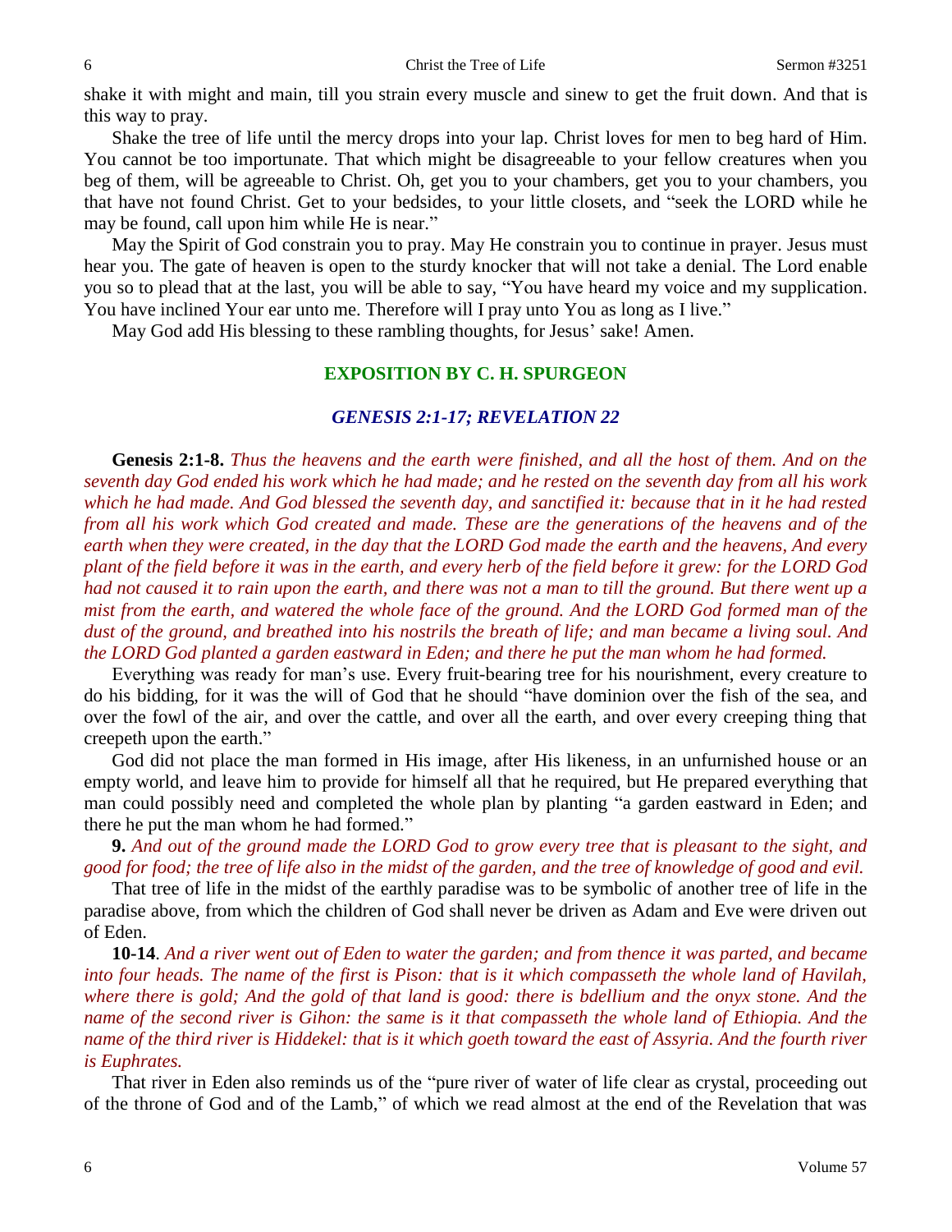shake it with might and main, till you strain every muscle and sinew to get the fruit down. And that is this way to pray.

Shake the tree of life until the mercy drops into your lap. Christ loves for men to beg hard of Him. You cannot be too importunate. That which might be disagreeable to your fellow creatures when you beg of them, will be agreeable to Christ. Oh, get you to your chambers, get you to your chambers, you that have not found Christ. Get to your bedsides, to your little closets, and "seek the LORD while he may be found, call upon him while He is near."

May the Spirit of God constrain you to pray. May He constrain you to continue in prayer. Jesus must hear you. The gate of heaven is open to the sturdy knocker that will not take a denial. The Lord enable you so to plead that at the last, you will be able to say, "You have heard my voice and my supplication. You have inclined Your ear unto me. Therefore will I pray unto You as long as I live."

May God add His blessing to these rambling thoughts, for Jesus' sake! Amen.

## EXPOSITION BY C. H. SPURGEON

### *GENESIS 2:1-17; REVELATION 22*

**Genesis 2:1-8.** *Thus the heavens and the earth were finished, and all the host of them. And on the seventh day God ended his work which he had made; and he rested on the seventh day from all his work which he had made. And God blessed the seventh day, and sanctified it: because that in it he had rested from all his work which God created and made. These are the generations of the heavens and of the earth when they were created, in the day that the LORD God made the earth and the heavens, And every plant of the field before it was in the earth, and every herb of the field before it grew: for the LORD God had not caused it to rain upon the earth, and there was not a man to till the ground. But there went up a mist from the earth, and watered the whole face of the ground. And the LORD God formed man of the dust of the ground, and breathed into his nostrils the breath of life; and man became a living soul. And the LORD God planted a garden eastward in Eden; and there he put the man whom he had formed.*

Everything was ready for man's use. Every fruit-bearing tree for his nourishment, every creature to do his bidding, for it was the will of God that he should "have dominion over the fish of the sea, and over the fowl of the air, and over the cattle, and over all the earth, and over every creeping thing that creepeth upon the earth."

God did not place the man formed in His image, after His likeness, in an unfurnished house or an empty world, and leave him to provide for himself all that he required, but He prepared everything that man could possibly need and completed the whole plan by planting "a garden eastward in Eden; and there he put the man whom he had formed."

**9.** *And out of the ground made the LORD God to grow every tree that is pleasant to the sight, and good for food; the tree of life also in the midst of the garden, and the tree of knowledge of good and evil.*

That tree of life in the midst of the earthly paradise was to be symbolic of another tree of life in the paradise above, from which the children of God shall never be driven as Adam and Eve were driven out of Eden.

**10-14**. *And a river went out of Eden to water the garden; and from thence it was parted, and became into four heads. The name of the first is Pison: that is it which compasseth the whole land of Havilah, where there is gold; And the gold of that land is good: there is bdellium and the onyx stone. And the name of the second river is Gihon: the same is it that compasseth the whole land of Ethiopia. And the name of the third river is Hiddekel: that is it which goeth toward the east of Assyria. And the fourth river is Euphrates.*

That river in Eden also reminds us of the "pure river of water of life clear as crystal, proceeding out of the throne of God and of the Lamb," of which we read almost at the end of the Revelation that was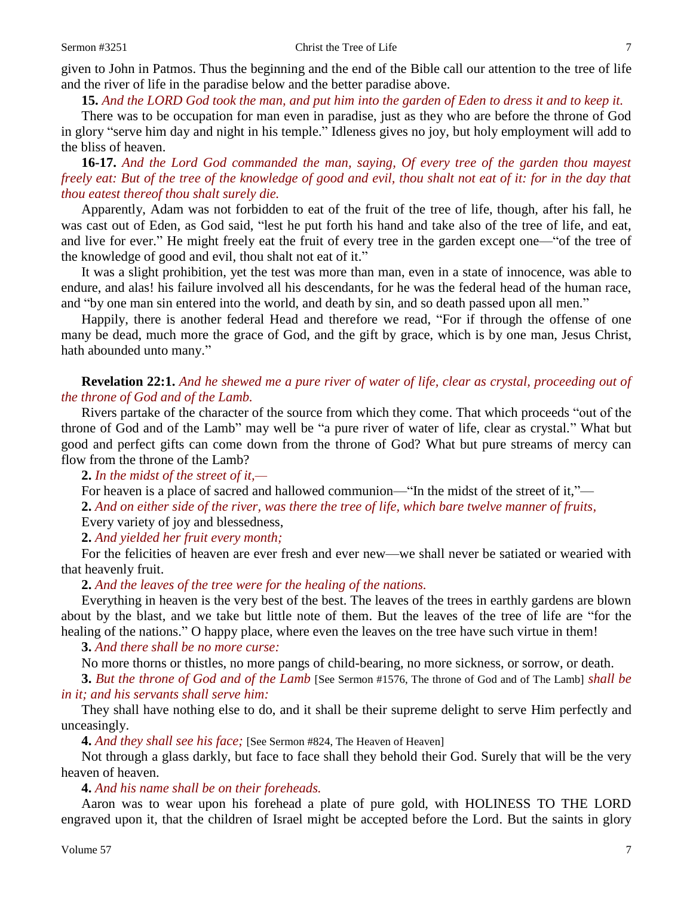given to John in Patmos. Thus the beginning and the end of the Bible call our attention to the tree of life and the river of life in the paradise below and the better paradise above.

**15.** *And the LORD God took the man, and put him into the garden of Eden to dress it and to keep it.*

There was to be occupation for man even in paradise, just as they who are before the throne of God in glory "serve him day and night in his temple." Idleness gives no joy, but holy employment will add to the bliss of heaven.

**16-17.** *And the Lord God commanded the man, saying, Of every tree of the garden thou mayest freely eat: But of the tree of the knowledge of good and evil, thou shalt not eat of it: for in the day that thou eatest thereof thou shalt surely die.*

Apparently, Adam was not forbidden to eat of the fruit of the tree of life, though, after his fall, he was cast out of Eden, as God said, "lest he put forth his hand and take also of the tree of life, and eat, and live for ever." He might freely eat the fruit of every tree in the garden except one—"of the tree of the knowledge of good and evil, thou shalt not eat of it."

It was a slight prohibition, yet the test was more than man, even in a state of innocence, was able to endure, and alas! his failure involved all his descendants, for he was the federal head of the human race, and "by one man sin entered into the world, and death by sin, and so death passed upon all men."

Happily, there is another federal Head and therefore we read, "For if through the offense of one many be dead, much more the grace of God, and the gift by grace, which is by one man, Jesus Christ, hath abounded unto many."

**Revelation 22:1.** *And he shewed me a pure river of water of life, clear as crystal, proceeding out of the throne of God and of the Lamb.*

Rivers partake of the character of the source from which they come. That which proceeds "out of the throne of God and of the Lamb" may well be "a pure river of water of life, clear as crystal." What but good and perfect gifts can come down from the throne of God? What but pure streams of mercy can flow from the throne of the Lamb?

**2.** *In the midst of the street of it,—*

For heaven is a place of sacred and hallowed communion—"In the midst of the street of it,"—

**2.** *And on either side of the river, was there the tree of life, which bare twelve manner of fruits,*

Every variety of joy and blessedness,

**2.** *And yielded her fruit every month;*

For the felicities of heaven are ever fresh and ever new—we shall never be satiated or wearied with that heavenly fruit.

**2.** *And the leaves of the tree were for the healing of the nations.*

Everything in heaven is the very best of the best. The leaves of the trees in earthly gardens are blown about by the blast, and we take but little note of them. But the leaves of the tree of life are "for the healing of the nations." O happy place, where even the leaves on the tree have such virtue in them!

**3.** *And there shall be no more curse:*

No more thorns or thistles, no more pangs of child-bearing, no more sickness, or sorrow, or death.

**3.** *But the throne of God and of the Lamb* [See Sermon #1576, The throne of God and of The Lamb] *shall be in it; and his servants shall serve him:*

They shall have nothing else to do, and it shall be their supreme delight to serve Him perfectly and unceasingly.

**4.** *And they shall see his face;* [See Sermon #824, The Heaven of Heaven]

Not through a glass darkly, but face to face shall they behold their God. Surely that will be the very heaven of heaven.

**4.** *And his name shall be on their foreheads.*

Aaron was to wear upon his forehead a plate of pure gold, with HOLINESS TO THE LORD engraved upon it, that the children of Israel might be accepted before the Lord. But the saints in glory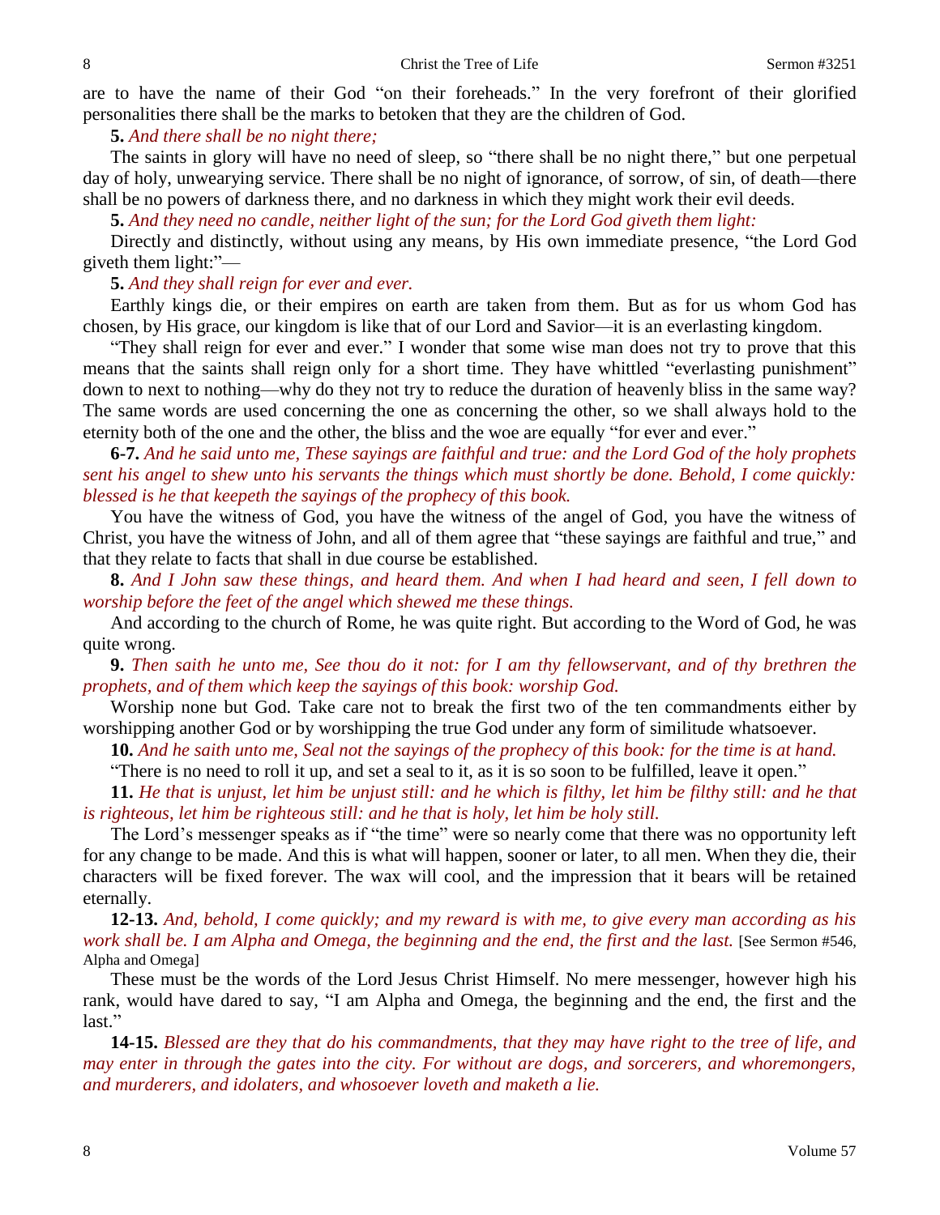are to have the name of their God "on their foreheads." In the very forefront of their glorified personalities there shall be the marks to betoken that they are the children of God.

**5.** *And there shall be no night there;*

The saints in glory will have no need of sleep, so "there shall be no night there," but one perpetual day of holy, unwearying service. There shall be no night of ignorance, of sorrow, of sin, of death—there shall be no powers of darkness there, and no darkness in which they might work their evil deeds.

**5.** *And they need no candle, neither light of the sun; for the Lord God giveth them light:*

Directly and distinctly, without using any means, by His own immediate presence, "the Lord God giveth them light:"—

**5.** *And they shall reign for ever and ever.*

Earthly kings die, or their empires on earth are taken from them. But as for us whom God has chosen, by His grace, our kingdom is like that of our Lord and Savior—it is an everlasting kingdom.

"They shall reign for ever and ever." I wonder that some wise man does not try to prove that this means that the saints shall reign only for a short time. They have whittled "everlasting punishment" down to next to nothing—why do they not try to reduce the duration of heavenly bliss in the same way? The same words are used concerning the one as concerning the other, so we shall always hold to the eternity both of the one and the other, the bliss and the woe are equally "for ever and ever."

**6-7.** *And he said unto me, These sayings are faithful and true: and the Lord God of the holy prophets sent his angel to shew unto his servants the things which must shortly be done. Behold, I come quickly: blessed is he that keepeth the sayings of the prophecy of this book.*

You have the witness of God, you have the witness of the angel of God, you have the witness of Christ, you have the witness of John, and all of them agree that "these sayings are faithful and true," and that they relate to facts that shall in due course be established.

**8.** *And I John saw these things, and heard them. And when I had heard and seen, I fell down to worship before the feet of the angel which shewed me these things.*

And according to the church of Rome, he was quite right. But according to the Word of God, he was quite wrong.

**9.** *Then saith he unto me, See thou do it not: for I am thy fellowservant, and of thy brethren the prophets, and of them which keep the sayings of this book: worship God.*

Worship none but God. Take care not to break the first two of the ten commandments either by worshipping another God or by worshipping the true God under any form of similitude whatsoever.

**10.** *And he saith unto me, Seal not the sayings of the prophecy of this book: for the time is at hand.*

"There is no need to roll it up, and set a seal to it, as it is so soon to be fulfilled, leave it open."

**11.** *He that is unjust, let him be unjust still: and he which is filthy, let him be filthy still: and he that is righteous, let him be righteous still: and he that is holy, let him be holy still.*

The Lord's messenger speaks as if "the time" were so nearly come that there was no opportunity left for any change to be made. And this is what will happen, sooner or later, to all men. When they die, their characters will be fixed forever. The wax will cool, and the impression that it bears will be retained eternally.

**12-13.** *And, behold, I come quickly; and my reward is with me, to give every man according as his work shall be. I am Alpha and Omega, the beginning and the end, the first and the last.* [See Sermon #546, Alpha and Omega]

These must be the words of the Lord Jesus Christ Himself. No mere messenger, however high his rank, would have dared to say, "I am Alpha and Omega, the beginning and the end, the first and the last."

**14-15.** *Blessed are they that do his commandments, that they may have right to the tree of life, and may enter in through the gates into the city. For without are dogs, and sorcerers, and whoremongers, and murderers, and idolaters, and whosoever loveth and maketh a lie.*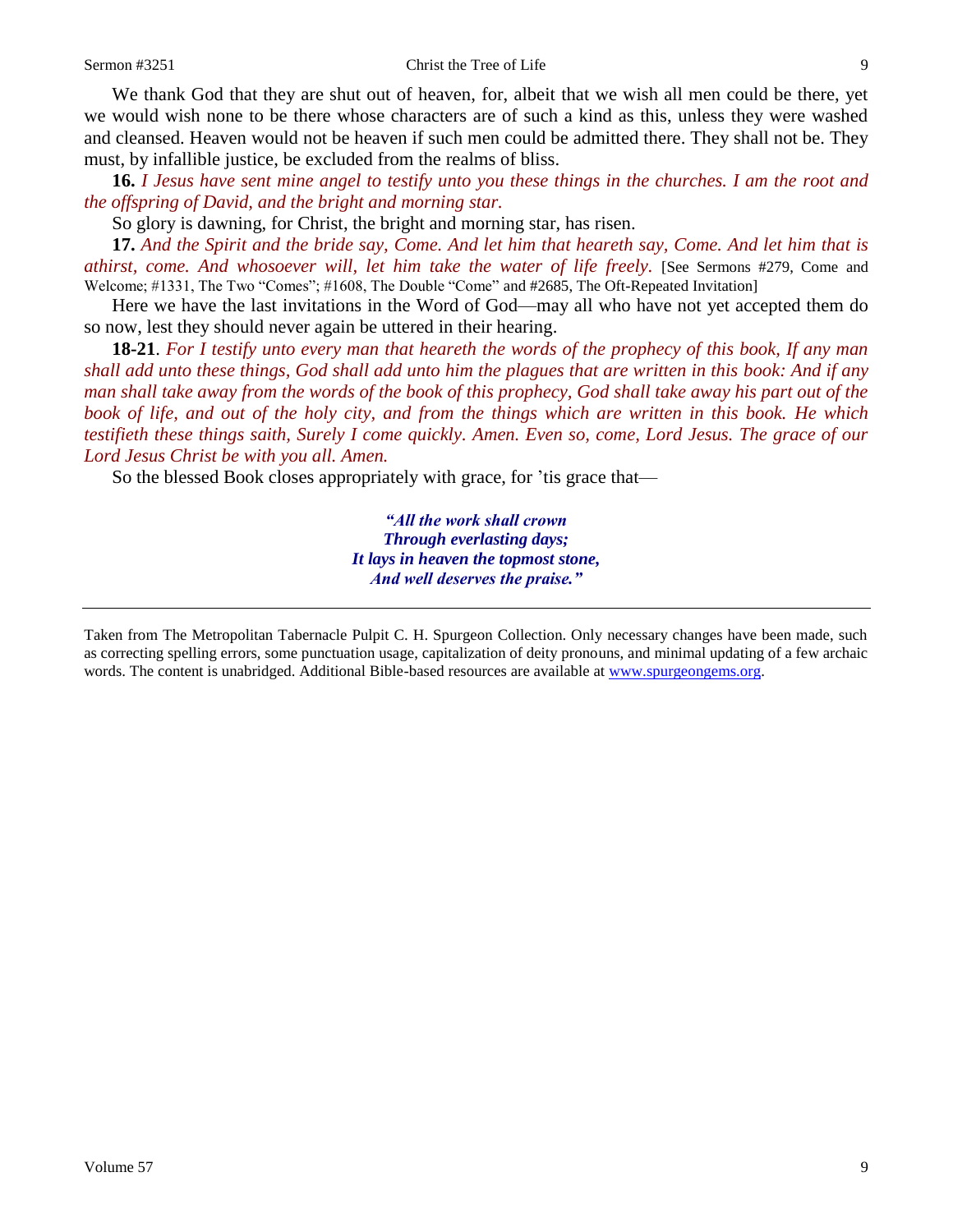We thank God that they are shut out of heaven, for, albeit that we wish all men could be there, yet we would wish none to be there whose characters are of such a kind as this, unless they were washed and cleansed. Heaven would not be heaven if such men could be admitted there. They shall not be. They must, by infallible justice, be excluded from the realms of bliss.

**16.** *I Jesus have sent mine angel to testify unto you these things in the churches. I am the root and the offspring of David, and the bright and morning star.*

So glory is dawning, for Christ, the bright and morning star, has risen.

**17.** *And the Spirit and the bride say, Come. And let him that heareth say, Come. And let him that is athirst, come. And whosoever will, let him take the water of life freely.* [See Sermons #279, Come and Welcome; #1331, The Two "Comes"; #1608, The Double "Come" and #2685, The Oft-Repeated Invitation]

Here we have the last invitations in the Word of God—may all who have not yet accepted them do so now, lest they should never again be uttered in their hearing.

**18-21**. *For I testify unto every man that heareth the words of the prophecy of this book, If any man shall add unto these things, God shall add unto him the plagues that are written in this book: And if any man shall take away from the words of the book of this prophecy, God shall take away his part out of the book of life, and out of the holy city, and from the things which are written in this book. He which testifieth these things saith, Surely I come quickly. Amen. Even so, come, Lord Jesus. The grace of our Lord Jesus Christ be with you all. Amen.*

So the blessed Book closes appropriately with grace, for 'tis grace that—

***"All the work shall crown***
***Through everlasting days;***
***It lays in heaven the topmost stone,***
***And well deserves the praise."***

---

Taken from The Metropolitan Tabernacle Pulpit C. H. Spurgeon Collection. Only necessary changes have been made, such as correcting spelling errors, some punctuation usage, capitalization of deity pronouns, and minimal updating of a few archaic words. The content is unabridged. Additional Bible-based resources are available at [www.spurgeongems.org](http://www.spurgeongems.org).